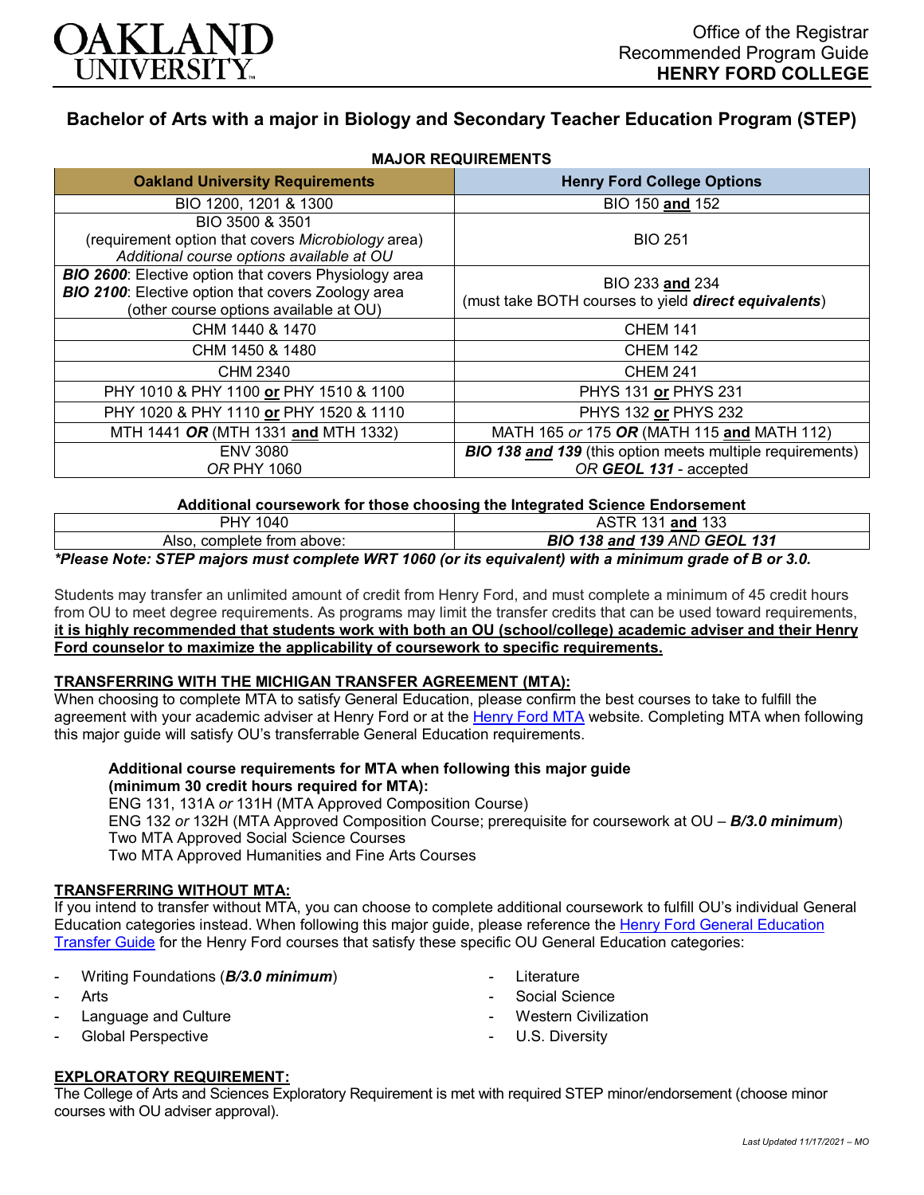# Bachelor of Arts with a major in Biology and Secondary Teacher Education Program (STEP)

Office of the Registrar
Recommended Program Guide
**HENRY FORD COLLEGE**

**MAJOR REQUIREMENTS**

| Oakland University Requirements | Henry Ford College Options |
|---|---|
| BIO 1200, 1201 & 1300 | BIO 150 **and** 152 |
| BIO 3500 & 3501<br>(requirement option that covers *Microbiology* area)<br>*Additional course options available at OU* | BIO 251 |
| ***BIO 2600***: Elective option that covers Physiology area<br>***BIO 2100***: Elective option that covers Zoology area<br>(other course options available at OU) | BIO 233 **and** 234<br>(must take BOTH courses to yield ***direct equivalents***) |
| CHM 1440 & 1470 | CHEM 141 |
| CHM 1450 & 1480 | CHEM 142 |
| CHM 2340 | CHEM 241 |
| PHY 1010 & PHY 1100 **or** PHY 1510 & 1100 | PHYS 131 **or** PHYS 231 |
| PHY 1020 & PHY 1110 **or** PHY 1520 & 1110 | PHYS 132 **or** PHYS 232 |
| MTH 1441 ***OR*** (MTH 1331 **and** MTH 1332) | MATH 165 *or* 175 ***OR*** (MATH 115 **and** MATH 112) |
| ENV 3080<br>*OR* PHY 1060 | ***BIO 138 and 139*** (this option meets multiple requirements)<br>*OR* ***GEOL 131*** - accepted |

**Additional coursework for those choosing the Integrated Science Endorsement**

| | |
|---|---|
| PHY 1040 | ASTR 131 **and** 133 |
| Also, complete from above: | ***BIO 138 and 139*** *AND* ***GEOL 131*** |

***Please Note: STEP majors must complete WRT 1060 (or its equivalent) with a minimum grade of B or 3.0.***

Students may transfer an unlimited amount of credit from Henry Ford, and must complete a minimum of 45 credit hours from OU to meet degree requirements. As programs may limit the transfer credits that can be used toward requirements, **it is highly recommended that students work with both an OU (school/college) academic adviser and their Henry Ford counselor to maximize the applicability of coursework to specific requirements.**

## TRANSFERRING WITH THE MICHIGAN TRANSFER AGREEMENT (MTA):

When choosing to complete MTA to satisfy General Education, please confirm the best courses to take to fulfill the agreement with your academic adviser at Henry Ford or at the Henry Ford MTA website. Completing MTA when following this major guide will satisfy OU's transferrable General Education requirements.

**Additional course requirements for MTA when following this major guide (minimum 30 credit hours required for MTA):**

ENG 131, 131A *or* 131H (MTA Approved Composition Course)
ENG 132 *or* 132H (MTA Approved Composition Course; prerequisite for coursework at OU – ***B/3.0 minimum***)
Two MTA Approved Social Science Courses
Two MTA Approved Humanities and Fine Arts Courses

## TRANSFERRING WITHOUT MTA:

If you intend to transfer without MTA, you can choose to complete additional coursework to fulfill OU's individual General Education categories instead. When following this major guide, please reference the Henry Ford General Education Transfer Guide for the Henry Ford courses that satisfy these specific OU General Education categories:

- Writing Foundations (***B/3.0 minimum***)
- Arts
- Language and Culture
- Global Perspective
- Literature
- Social Science
- Western Civilization
- U.S. Diversity

## EXPLORATORY REQUIREMENT:

The College of Arts and Sciences Exploratory Requirement is met with required STEP minor/endorsement (choose minor courses with OU adviser approval).

*Last Updated 11/17/2021 – MO*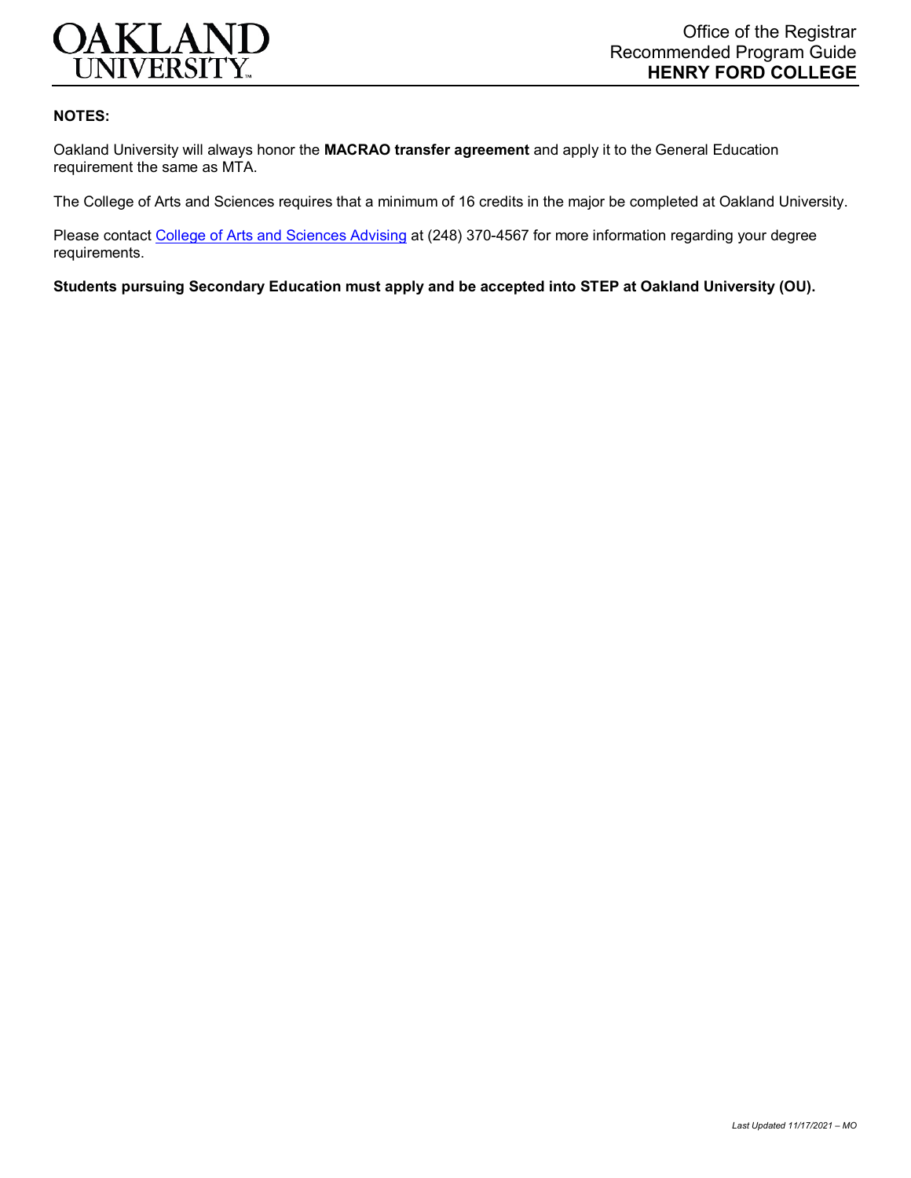**NOTES:**

Oakland University will always honor the **MACRAO transfer agreement** and apply it to the General Education requirement the same as MTA.

The College of Arts and Sciences requires that a minimum of 16 credits in the major be completed at Oakland University.

Please contact College of Arts and Sciences Advising at (248) 370-4567 for more information regarding your degree requirements.

**Students pursuing Secondary Education must apply and be accepted into STEP at Oakland University (OU).**

*Last Updated 11/17/2021 – MO*